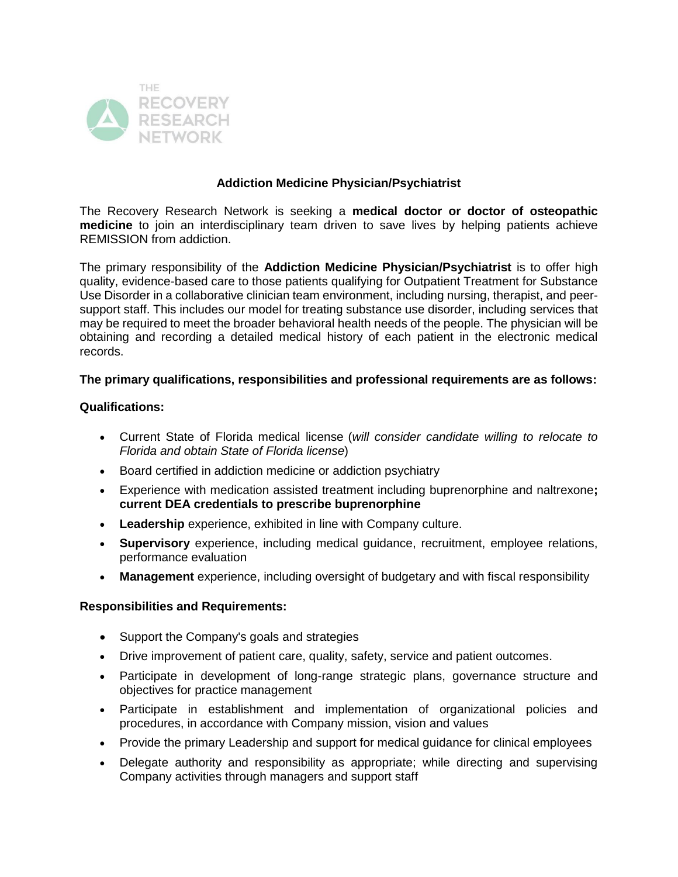THE RECOVERY RESEARCH NETWORK

# Addiction Medicine Physician/Psychiatrist

The Recovery Research Network is seeking a **medical doctor or doctor of osteopathic medicine** to join an interdisciplinary team driven to save lives by helping patients achieve REMISSION from addiction.

The primary responsibility of the **Addiction Medicine Physician/Psychiatrist** is to offer high quality, evidence-based care to those patients qualifying for Outpatient Treatment for Substance Use Disorder in a collaborative clinician team environment, including nursing, therapist, and peer-support staff. This includes our model for treating substance use disorder, including services that may be required to meet the broader behavioral health needs of the people. The physician will be obtaining and recording a detailed medical history of each patient in the electronic medical records.

**The primary qualifications, responsibilities and professional requirements are as follows:**

**Qualifications:**

- Current State of Florida medical license (*will consider candidate willing to relocate to Florida and obtain State of Florida license*)
- Board certified in addiction medicine or addiction psychiatry
- Experience with medication assisted treatment including buprenorphine and naltrexone**; current DEA credentials to prescribe buprenorphine**
- **Leadership** experience, exhibited in line with Company culture.
- **Supervisory** experience, including medical guidance, recruitment, employee relations, performance evaluation
- **Management** experience, including oversight of budgetary and with fiscal responsibility

**Responsibilities and Requirements:**

- Support the Company's goals and strategies
- Drive improvement of patient care, quality, safety, service and patient outcomes.
- Participate in development of long-range strategic plans, governance structure and objectives for practice management
- Participate in establishment and implementation of organizational policies and procedures, in accordance with Company mission, vision and values
- Provide the primary Leadership and support for medical guidance for clinical employees
- Delegate authority and responsibility as appropriate; while directing and supervising Company activities through managers and support staff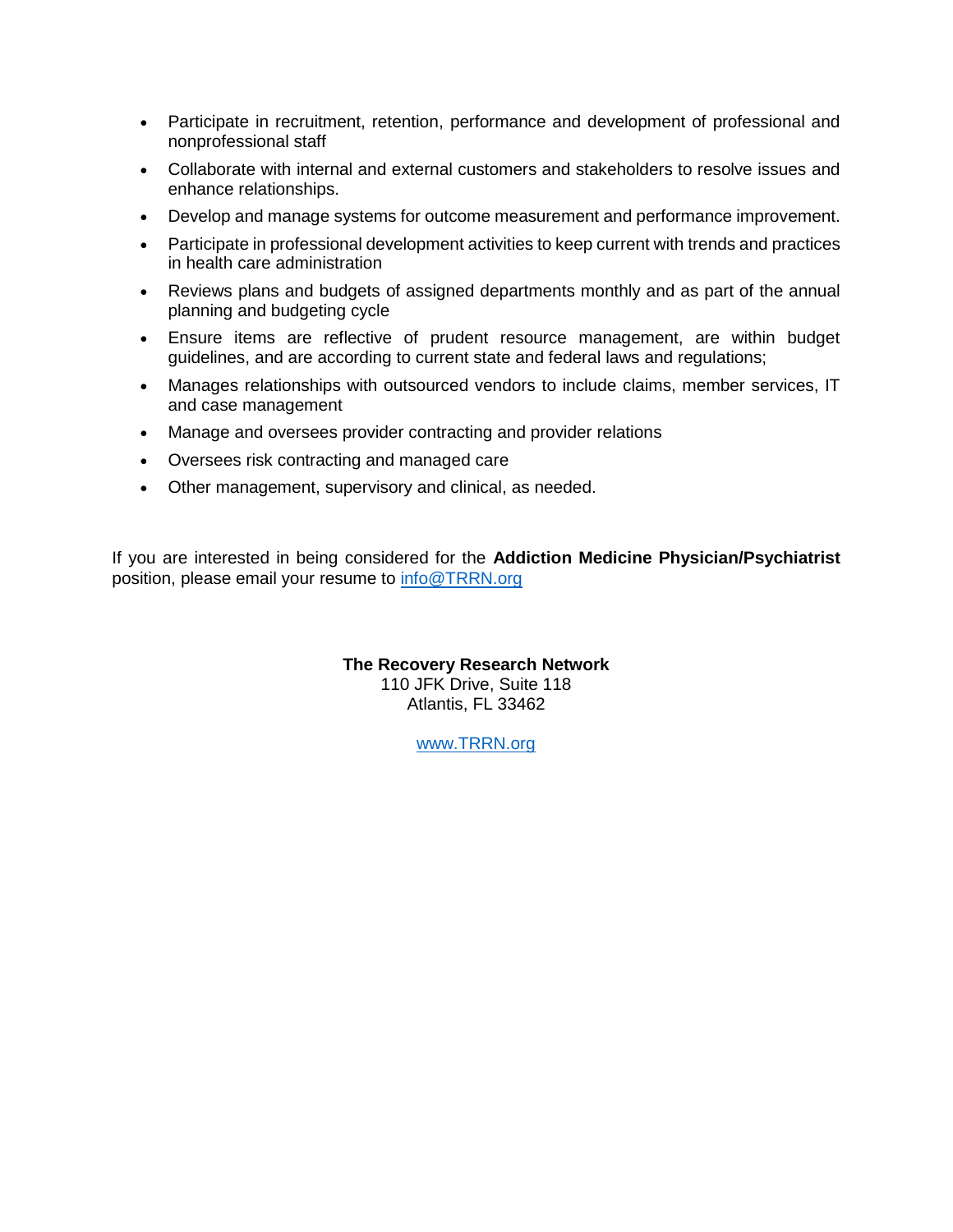- Participate in recruitment, retention, performance and development of professional and nonprofessional staff
- Collaborate with internal and external customers and stakeholders to resolve issues and enhance relationships.
- Develop and manage systems for outcome measurement and performance improvement.
- Participate in professional development activities to keep current with trends and practices in health care administration
- Reviews plans and budgets of assigned departments monthly and as part of the annual planning and budgeting cycle
- Ensure items are reflective of prudent resource management, are within budget guidelines, and are according to current state and federal laws and regulations;
- Manages relationships with outsourced vendors to include claims, member services, IT and case management
- Manage and oversees provider contracting and provider relations
- Oversees risk contracting and managed care
- Other management, supervisory and clinical, as needed.

If you are interested in being considered for the **Addiction Medicine Physician/Psychiatrist** position, please email your resume to info@TRRN.org

**The Recovery Research Network**
110 JFK Drive, Suite 118
Atlantis, FL 33462

www.TRRN.org